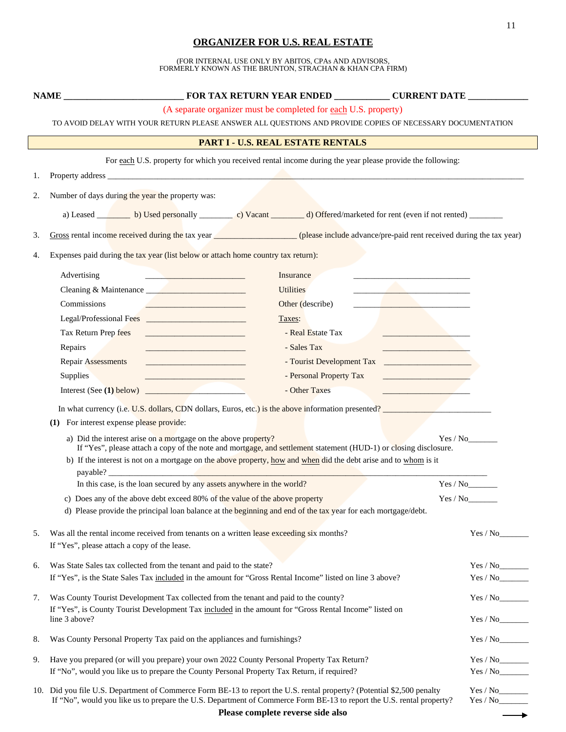# ORGANIZER FOR U.S. REAL ESTATE

(FOR INTERNAL USE ONLY BY ABITOS, CPAs AND ADVISORS, FORMERLY KNOWN AS THE BRUNTON, STRACHAN & KHAN CPA FIRM)

**NAME** __________________________ **FOR TAX RETURN YEAR ENDED** ____________ **CURRENT DATE** _____________

(A separate organizer must be completed for each U.S. property)

TO AVOID DELAY WITH YOUR RETURN PLEASE ANSWER ALL QUESTIONS AND PROVIDE COPIES OF NECESSARY DOCUMENTATION

## PART I - U.S. REAL ESTATE RENTALS

For each U.S. property for which you received rental income during the year please provide the following:

1. Property address ______________________________________________________________________________

2. Number of days during the year the property was:

   a) Leased ________ b) Used personally ________ c) Vacant ________ d) Offered/marketed for rent (even if not rented) ________

3. Gross rental income received during the tax year ___________________ (please include advance/pre-paid rent received during the tax year)

4. Expenses paid during the tax year (list below or attach home country tax return):

| | | | |
|---|---|---|---|
| Advertising | ________________________ | Insurance | ____________________________ |
| Cleaning & Maintenance | ________________________ | Utilities | ____________________________ |
| Commissions | ________________________ | Other (describe) | ____________________________ |
| Legal/Professional Fees | ________________________ | Taxes: | |
| Tax Return Prep fees | ________________________ | - Real Estate Tax | _____________________ |
| Repairs | ________________________ | - Sales Tax | _____________________ |
| Repair Assessments | ________________________ | - Tourist Development Tax | _____________________ |
| Supplies | ________________________ | - Personal Property Tax | _____________________ |
| Interest (See **(1)** below) | ________________________ | - Other Taxes | _____________________ |

In what currency (i.e. U.S. dollars, CDN dollars, Euros, etc.) is the above information presented? __________________________

**(1)** For interest expense please provide:

a) Did the interest arise on a mortgage on the above property? Yes / No_______
   If "Yes", please attach a copy of the note and mortgage, and settlement statement (HUD-1) or closing disclosure.

b) If the interest is not on a mortgage on the above property, how and when did the debt arise and to whom is it payable? ______________________________________________________________________________
   In this case, is the loan secured by any assets anywhere in the world? Yes / No_______

c) Does any of the above debt exceed 80% of the value of the above property Yes / No_______

d) Please provide the principal loan balance at the beginning and end of the tax year for each mortgage/debt.

5. Was all the rental income received from tenants on a written lease exceeding six months? Yes / No_______
   If "Yes", please attach a copy of the lease.

6. Was State Sales tax collected from the tenant and paid to the state? Yes / No_______
   If "Yes", is the State Sales Tax included in the amount for "Gross Rental Income" listed on line 3 above? Yes / No_______

7. Was County Tourist Development Tax collected from the tenant and paid to the county? Yes / No_______
   If "Yes", is County Tourist Development Tax included in the amount for "Gross Rental Income" listed on line 3 above? Yes / No_______

8. Was County Personal Property Tax paid on the appliances and furnishings? Yes / No_______

9. Have you prepared (or will you prepare) your own 2022 County Personal Property Tax Return? Yes / No_______
   If "No", would you like us to prepare the County Personal Property Tax Return, if required? Yes / No_______

10. Did you file U.S. Department of Commerce Form BE-13 to report the U.S. rental property? (Potential $2,500 penalty Yes / No_______
    If "No", would you like us to prepare the U.S. Department of Commerce Form BE-13 to report the U.S. rental property? Yes / No_______

**Please complete reverse side also** →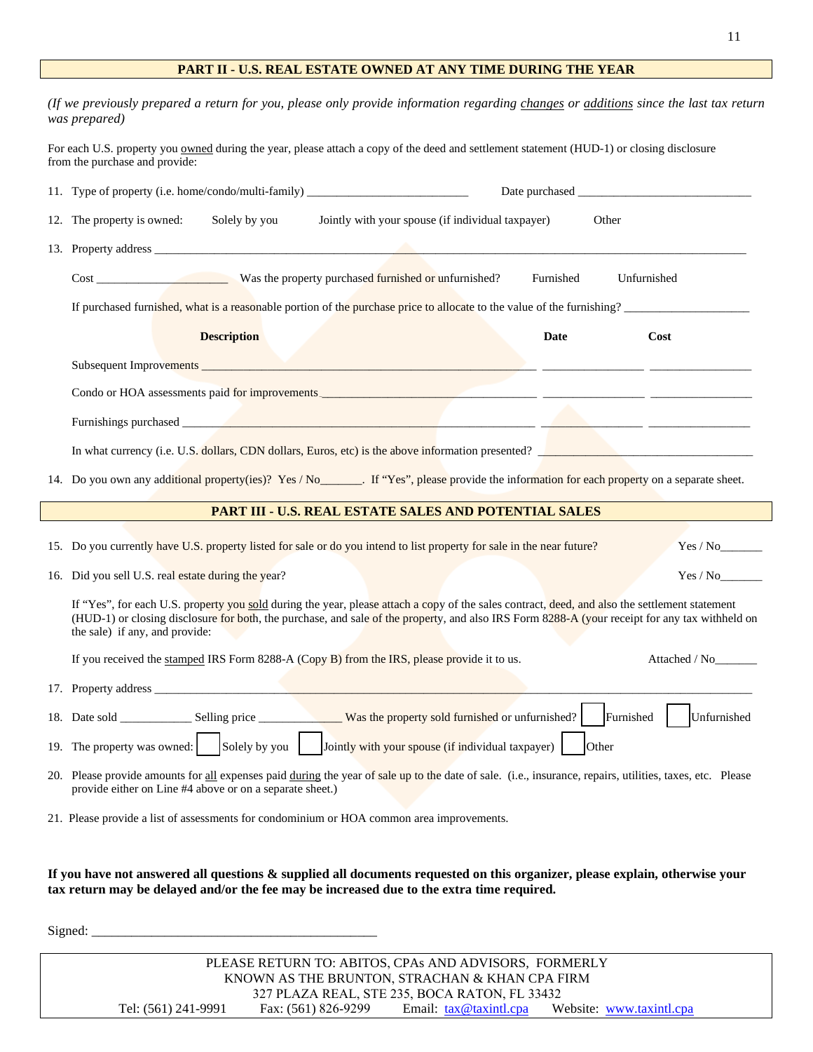## PART II - U.S. REAL ESTATE OWNED AT ANY TIME DURING THE YEAR

*(If we previously prepared a return for you, please only provide information regarding changes or additions since the last tax return was prepared)*

For each U.S. property you owned during the year, please attach a copy of the deed and settlement statement (HUD-1) or closing disclosure from the purchase and provide:

11. Type of property (i.e. home/condo/multi-family) ___________________________ Date purchased _____________________________

12. The property is owned: Solely by you Jointly with your spouse (if individual taxpayer) Other

13. Property address ___________________________________________________________________________________________

    Cost ______________________ Was the property purchased furnished or unfurnished? Furnished Unfurnished

    If purchased furnished, what is a reasonable portion of the purchase price to allocate to the value of the furnishing? _____________________

| Description | Date | Cost |
|---|---|---|
| Subsequent Improvements ______________________________ | ________________ | ________________ |
| Condo or HOA assessments paid for improvements ______________________________ | ________________ | ________________ |
| Furnishings purchased ______________________________ | ________________ | ________________ |

    In what currency (i.e. U.S. dollars, CDN dollars, Euros, etc) is the above information presented? _____________________________________

14. Do you own any additional property(ies)? Yes / No_______. If "Yes", please provide the information for each property on a separate sheet.

## PART III - U.S. REAL ESTATE SALES AND POTENTIAL SALES

15. Do you currently have U.S. property listed for sale or do you intend to list property for sale in the near future? Yes / No_______

16. Did you sell U.S. real estate during the year? Yes / No_______

    If "Yes", for each U.S. property you sold during the year, please attach a copy of the sales contract, deed, and also the settlement statement (HUD-1) or closing disclosure for both, the purchase, and sale of the property, and also IRS Form 8288-A (your receipt for any tax withheld on the sale) if any, and provide:

    If you received the stamped IRS Form 8288-A (Copy B) from the IRS, please provide it to us. Attached / No_______

17. Property address ___________________________________________________________________________________________

18. Date sold ____________ Selling price ______________ Was the property sold furnished or unfurnished? ☐ Furnished ☐ Unfurnished

19. The property was owned: ☐ Solely by you ☐ Jointly with your spouse (if individual taxpayer) ☐ Other

20. Please provide amounts for all expenses paid during the year of sale up to the date of sale. (i.e., insurance, repairs, utilities, taxes, etc. Please provide either on Line #4 above or on a separate sheet.)

21. Please provide a list of assessments for condominium or HOA common area improvements.

**If you have not answered all questions & supplied all documents requested on this organizer, please explain, otherwise your tax return may be delayed and/or the fee may be increased due to the extra time required.**

Signed: ____________________________________________

PLEASE RETURN TO: ABITOS, CPAs AND ADVISORS, FORMERLY KNOWN AS THE BRUNTON, STRACHAN & KHAN CPA FIRM
327 PLAZA REAL, STE 235, BOCA RATON, FL 33432
Tel: (561) 241-9991 Fax: (561) 826-9299 Email: tax@taxintl.cpa Website: www.taxintl.cpa